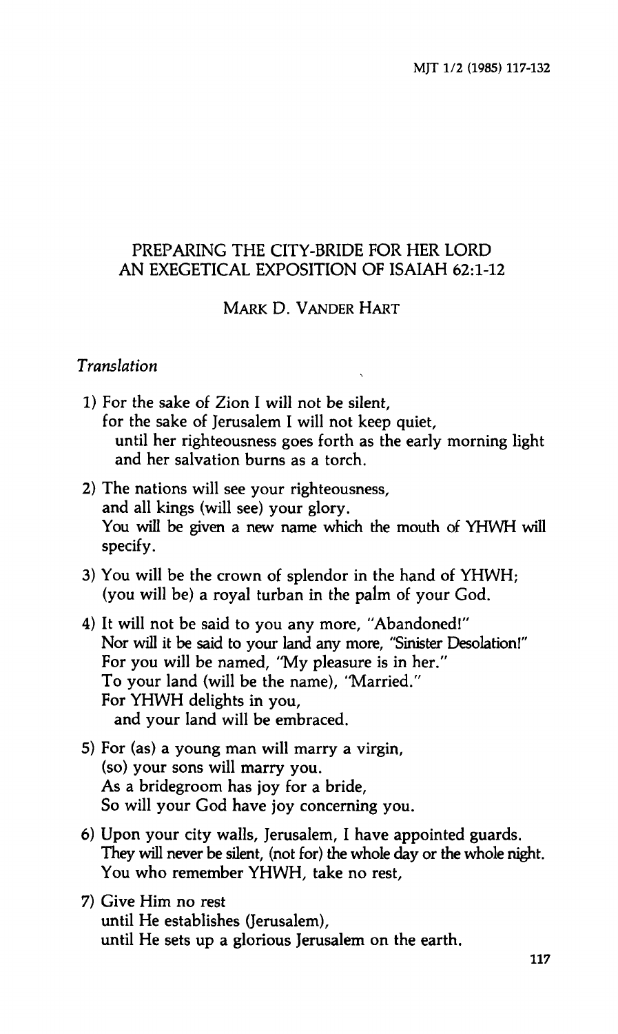# PREPARING THE CITY-BRIDE FOR HER LORD
## AN EXEGETICAL EXPOSITION OF ISAIAH 62:1-12

MARK D. VANDER HART

### *Translation*

1) For the sake of Zion I will not be silent,
   for the sake of Jerusalem I will not keep quiet,
      until her righteousness goes forth as the early morning light
      and her salvation burns as a torch.

2) The nations will see your righteousness,
   and all kings (will see) your glory.
   You will be given a new name which the mouth of YHWH will specify.

3) You will be the crown of splendor in the hand of YHWH;
   (you will be) a royal turban in the palm of your God.

4) It will not be said to you any more, "Abandoned!"
   Nor will it be said to your land any more, "Sinister Desolation!"
   For you will be named, "My pleasure is in her."
   To your land (will be the name), "Married."
   For YHWH delights in you,
      and your land will be embraced.

5) For (as) a young man will marry a virgin,
   (so) your sons will marry you.
   As a bridegroom has joy for a bride,
   So will your God have joy concerning you.

6) Upon your city walls, Jerusalem, I have appointed guards.
   They will never be silent, (not for) the whole day or the whole night.
   You who remember YHWH, take no rest,

7) Give Him no rest
   until He establishes (Jerusalem),
   until He sets up a glorious Jerusalem on the earth.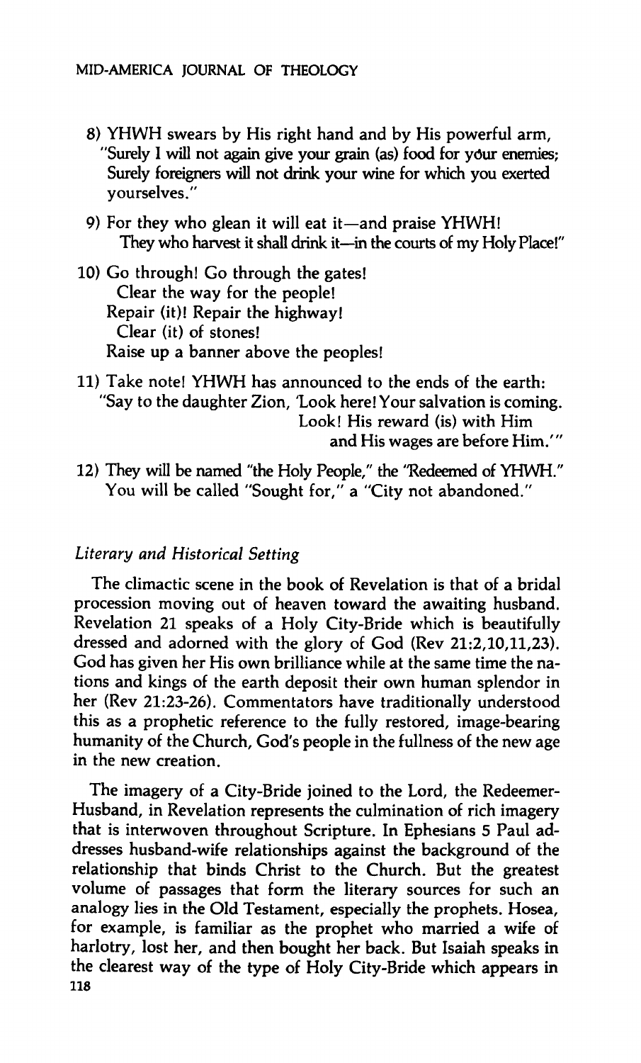8) YHWH swears by His right hand and by His powerful arm,
"Surely I will not again give your grain (as) food for your enemies;
Surely foreigners will not drink your wine for which you exerted yourselves."

9) For they who glean it will eat it—and praise YHWH!
They who harvest it shall drink it—in the courts of my Holy Place!"

10) Go through! Go through the gates!
Clear the way for the people!
Repair (it)! Repair the highway!
Clear (it) of stones!
Raise up a banner above the peoples!

11) Take note! YHWH has announced to the ends of the earth:
"Say to the daughter Zion, 'Look here! Your salvation is coming.
Look! His reward (is) with Him
and His wages are before Him.'"

12) They will be named "the Holy People," the "Redeemed of YHWH."
You will be called "Sought for," a "City not abandoned."

### *Literary and Historical Setting*

The climactic scene in the book of Revelation is that of a bridal procession moving out of heaven toward the awaiting husband. Revelation 21 speaks of a Holy City-Bride which is beautifully dressed and adorned with the glory of God (Rev 21:2,10,11,23). God has given her His own brilliance while at the same time the nations and kings of the earth deposit their own human splendor in her (Rev 21:23-26). Commentators have traditionally understood this as a prophetic reference to the fully restored, image-bearing humanity of the Church, God's people in the fullness of the new age in the new creation.

The imagery of a City-Bride joined to the Lord, the Redeemer-Husband, in Revelation represents the culmination of rich imagery that is interwoven throughout Scripture. In Ephesians 5 Paul addresses husband-wife relationships against the background of the relationship that binds Christ to the Church. But the greatest volume of passages that form the literary sources for such an analogy lies in the Old Testament, especially the prophets. Hosea, for example, is familiar as the prophet who married a wife of harlotry, lost her, and then bought her back. But Isaiah speaks in the clearest way of the type of Holy City-Bride which appears in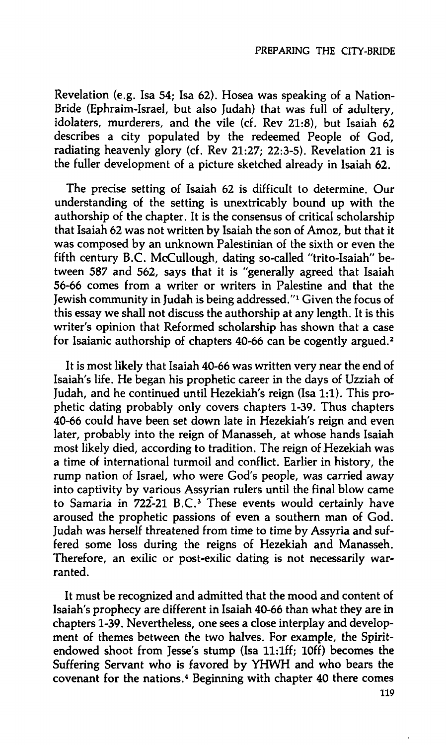Revelation (e.g. Isa 54; Isa 62). Hosea was speaking of a Nation-Bride (Ephraim-Israel, but also Judah) that was full of adultery, idolaters, murderers, and the vile (cf. Rev 21:8), but Isaiah 62 describes a city populated by the redeemed People of God, radiating heavenly glory (cf. Rev 21:27; 22:3-5). Revelation 21 is the fuller development of a picture sketched already in Isaiah 62.

The precise setting of Isaiah 62 is difficult to determine. Our understanding of the setting is unextricably bound up with the authorship of the chapter. It is the consensus of critical scholarship that Isaiah 62 was not written by Isaiah the son of Amoz, but that it was composed by an unknown Palestinian of the sixth or even the fifth century B.C. McCullough, dating so-called "trito-Isaiah" between 587 and 562, says that it is "generally agreed that Isaiah 56-66 comes from a writer or writers in Palestine and that the Jewish community in Judah is being addressed."[1] Given the focus of this essay we shall not discuss the authorship at any length. It is this writer's opinion that Reformed scholarship has shown that a case for Isaianic authorship of chapters 40-66 can be cogently argued.[2]

It is most likely that Isaiah 40-66 was written very near the end of Isaiah's life. He began his prophetic career in the days of Uzziah of Judah, and he continued until Hezekiah's reign (Isa 1:1). This prophetic dating probably only covers chapters 1-39. Thus chapters 40-66 could have been set down late in Hezekiah's reign and even later, probably into the reign of Manasseh, at whose hands Isaiah most likely died, according to tradition. The reign of Hezekiah was a time of international turmoil and conflict. Earlier in history, the rump nation of Israel, who were God's people, was carried away into captivity by various Assyrian rulers until the final blow came to Samaria in 722-21 B.C.[3] These events would certainly have aroused the prophetic passions of even a southern man of God. Judah was herself threatened from time to time by Assyria and suffered some loss during the reigns of Hezekiah and Manasseh. Therefore, an exilic or post-exilic dating is not necessarily warranted.

It must be recognized and admitted that the mood and content of Isaiah's prophecy are different in Isaiah 40-66 than what they are in chapters 1-39. Nevertheless, one sees a close interplay and development of themes between the two halves. For example, the Spirit-endowed shoot from Jesse's stump (Isa 11:1ff; 10ff) becomes the Suffering Servant who is favored by YHWH and who bears the covenant for the nations.[4] Beginning with chapter 40 there comes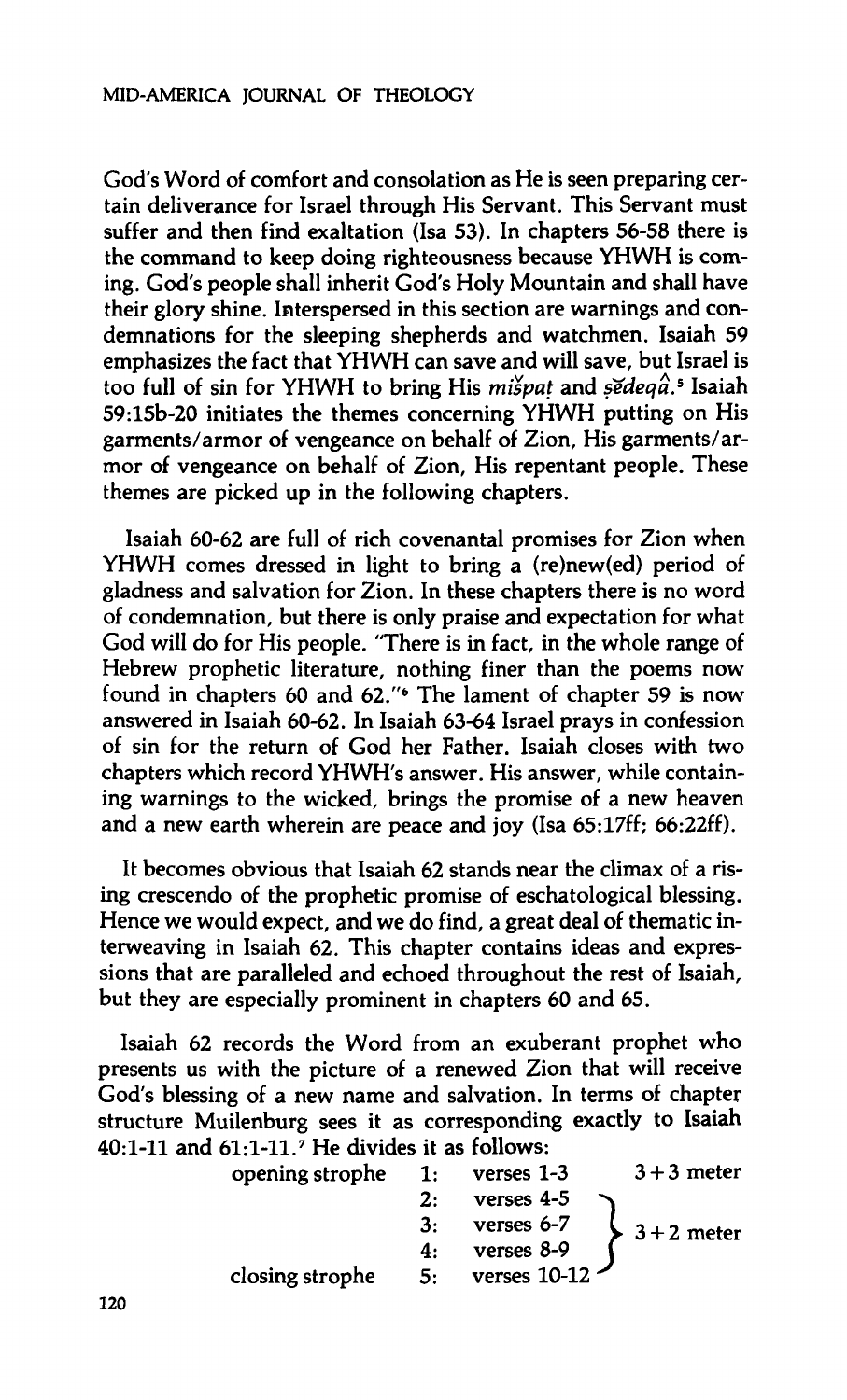God's Word of comfort and consolation as He is seen preparing certain deliverance for Israel through His Servant. This Servant must suffer and then find exaltation (Isa 53). In chapters 56-58 there is the command to keep doing righteousness because YHWH is coming. God's people shall inherit God's Holy Mountain and shall have their glory shine. Interspersed in this section are warnings and condemnations for the sleeping shepherds and watchmen. Isaiah 59 emphasizes the fact that YHWH can save and will save, but Israel is too full of sin for YHWH to bring His *mišpaṭ* and *ṣĕdeqâ*.[5] Isaiah 59:15b-20 initiates the themes concerning YHWH putting on His garments/armor of vengeance on behalf of Zion, His garments/armor of vengeance on behalf of Zion, His repentant people. These themes are picked up in the following chapters.

Isaiah 60-62 are full of rich covenantal promises for Zion when YHWH comes dressed in light to bring a (re)new(ed) period of gladness and salvation for Zion. In these chapters there is no word of condemnation, but there is only praise and expectation for what God will do for His people. "There is in fact, in the whole range of Hebrew prophetic literature, nothing finer than the poems now found in chapters 60 and 62."[6] The lament of chapter 59 is now answered in Isaiah 60-62. In Isaiah 63-64 Israel prays in confession of sin for the return of God her Father. Isaiah closes with two chapters which record YHWH's answer. His answer, while containing warnings to the wicked, brings the promise of a new heaven and a new earth wherein are peace and joy (Isa 65:17ff; 66:22ff).

It becomes obvious that Isaiah 62 stands near the climax of a rising crescendo of the prophetic promise of eschatological blessing. Hence we would expect, and we do find, a great deal of thematic interweaving in Isaiah 62. This chapter contains ideas and expressions that are paralleled and echoed throughout the rest of Isaiah, but they are especially prominent in chapters 60 and 65.

Isaiah 62 records the Word from an exuberant prophet who presents us with the picture of a renewed Zion that will receive God's blessing of a new name and salvation. In terms of chapter structure Muilenburg sees it as corresponding exactly to Isaiah 40:1-11 and 61:1-11.[7] He divides it as follows:

| | | | |
|---|---|---|---|
| opening strophe | 1: | verses 1-3 | 3 + 3 meter |
| | 2: | verses 4-5 | 3 + 2 meter |
| | 3: | verses 6-7 | 3 + 2 meter |
| | 4: | verses 8-9 | 3 + 2 meter |
| closing strophe | 5: | verses 10-12 | 3 + 2 meter |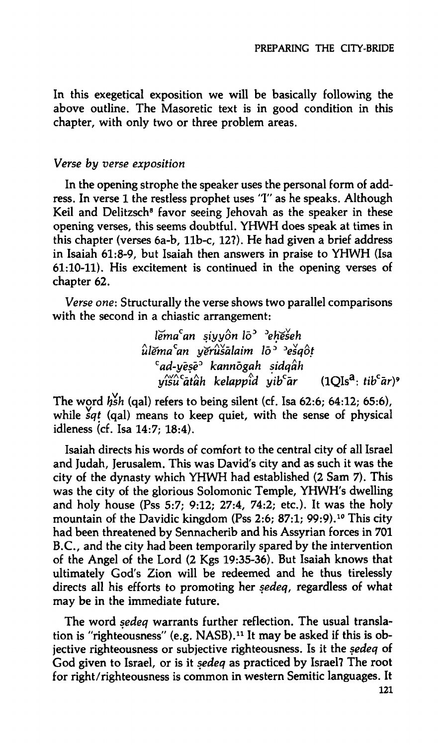In this exegetical exposition we will be basically following the above outline. The Masoretic text is in good condition in this chapter, with only two or three problem areas.

## *Verse by verse exposition*

In the opening strophe the speaker uses the personal form of address. In verse 1 the restless prophet uses "I" as he speaks. Although Keil and Delitzsch[8] favor seeing Jehovah as the speaker in these opening verses, this seems doubtful. YHWH does speak at times in this chapter (verses 6a-b, 11b-c, 12?). He had given a brief address in Isaiah 61:8-9, but Isaiah then answers in praise to YHWH (Isa 61:10-11). His excitement is continued in the opening verses of chapter 62.

*Verse one*: Structurally the verse shows two parallel comparisons with the second in a chiastic arrangement:

> *lĕmaᶜan ṣiyyôn lōᵓ ᵓeḥĕšeh*
> *ûlĕmaᶜan yĕrûšālaim lōᵓ ᵓešqôṭ*
> *ᶜad-yēṣēᵓ kannōgah ṣidqâh*
> *yîšûᶜātâh kelappîd yibᶜār* (1QIs[a]: *tibᶜār*)[9]

The word *ḥšh* (qal) refers to being silent (cf. Isa 62:6; 64:12; 65:6), while *šqṭ* (qal) means to keep quiet, with the sense of physical idleness (cf. Isa 14:7; 18:4).

Isaiah directs his words of comfort to the central city of all Israel and Judah, Jerusalem. This was David's city and as such it was the city of the dynasty which YHWH had established (2 Sam 7). This was the city of the glorious Solomonic Temple, YHWH's dwelling and holy house (Pss 5:7; 9:12; 27:4, 74:2; etc.). It was the holy mountain of the Davidic kingdom (Pss 2:6; 87:1; 99:9).[10] This city had been threatened by Sennacherib and his Assyrian forces in 701 B.C., and the city had been temporarily spared by the intervention of the Angel of the Lord (2 Kgs 19:35-36). But Isaiah knows that ultimately God's Zion will be redeemed and he thus tirelessly directs all his efforts to promoting her *ṣedeq*, regardless of what may be in the immediate future.

The word *ṣedeq* warrants further reflection. The usual translation is "righteousness" (e.g. NASB).[11] It may be asked if this is objective righteousness or subjective righteousness. Is it the *ṣedeq* of God given to Israel, or is it *ṣedeq* as practiced by Israel? The root for right/righteousness is common in western Semitic languages. It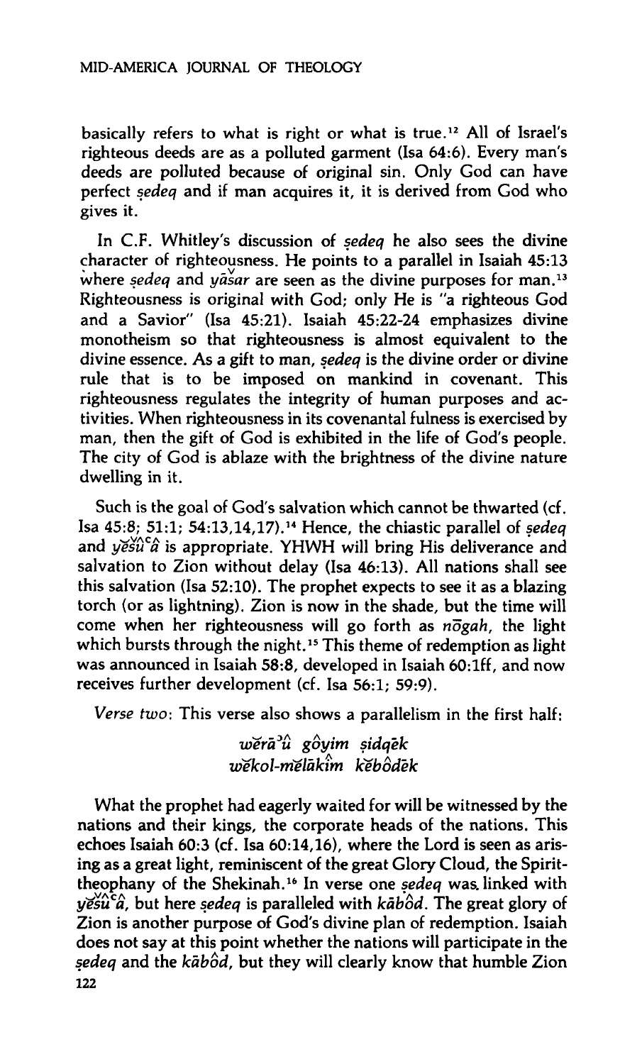basically refers to what is right or what is true.[12] All of Israel's righteous deeds are as a polluted garment (Isa 64:6). Every man's deeds are polluted because of original sin. Only God can have perfect *ṣedeq* and if man acquires it, it is derived from God who gives it.

In C.F. Whitley's discussion of *ṣedeq* he also sees the divine character of righteousness. He points to a parallel in Isaiah 45:13 where *ṣedeq* and *yāšar* are seen as the divine purposes for man.[13] Righteousness is original with God; only He is "a righteous God and a Savior" (Isa 45:21). Isaiah 45:22-24 emphasizes divine monotheism so that righteousness is almost equivalent to the divine essence. As a gift to man, *ṣedeq* is the divine order or divine rule that is to be imposed on mankind in covenant. This righteousness regulates the integrity of human purposes and activities. When righteousness in its covenantal fulness is exercised by man, then the gift of God is exhibited in the life of God's people. The city of God is ablaze with the brightness of the divine nature dwelling in it.

Such is the goal of God's salvation which cannot be thwarted (cf. Isa 45:8; 51:1; 54:13,14,17).[14] Hence, the chiastic parallel of *ṣedeq* and *yĕšûᶜâ* is appropriate. YHWH will bring His deliverance and salvation to Zion without delay (Isa 46:13). All nations shall see this salvation (Isa 52:10). The prophet expects to see it as a blazing torch (or as lightning). Zion is now in the shade, but the time will come when her righteousness will go forth as *nōgah*, the light which bursts through the night.[15] This theme of redemption as light was announced in Isaiah 58:8, developed in Isaiah 60:1ff, and now receives further development (cf. Isa 56:1; 59:9).

*Verse two*: This verse also shows a parallelism in the first half:

*wĕrāʾû gôyim ṣidqēk*
*wĕkol-mĕlākîm kĕbôdēk*

What the prophet had eagerly waited for will be witnessed by the nations and their kings, the corporate heads of the nations. This echoes Isaiah 60:3 (cf. Isa 60:14,16), where the Lord is seen as arising as a great light, reminiscent of the great Glory Cloud, the Spirit-theophany of the Shekinah.[16] In verse one *ṣedeq* was linked with *yĕšûᶜâ*, but here *ṣedeq* is paralleled with *kābôd*. The great glory of Zion is another purpose of God's divine plan of redemption. Isaiah does not say at this point whether the nations will participate in the *ṣedeq* and the *kābôd*, but they will clearly know that humble Zion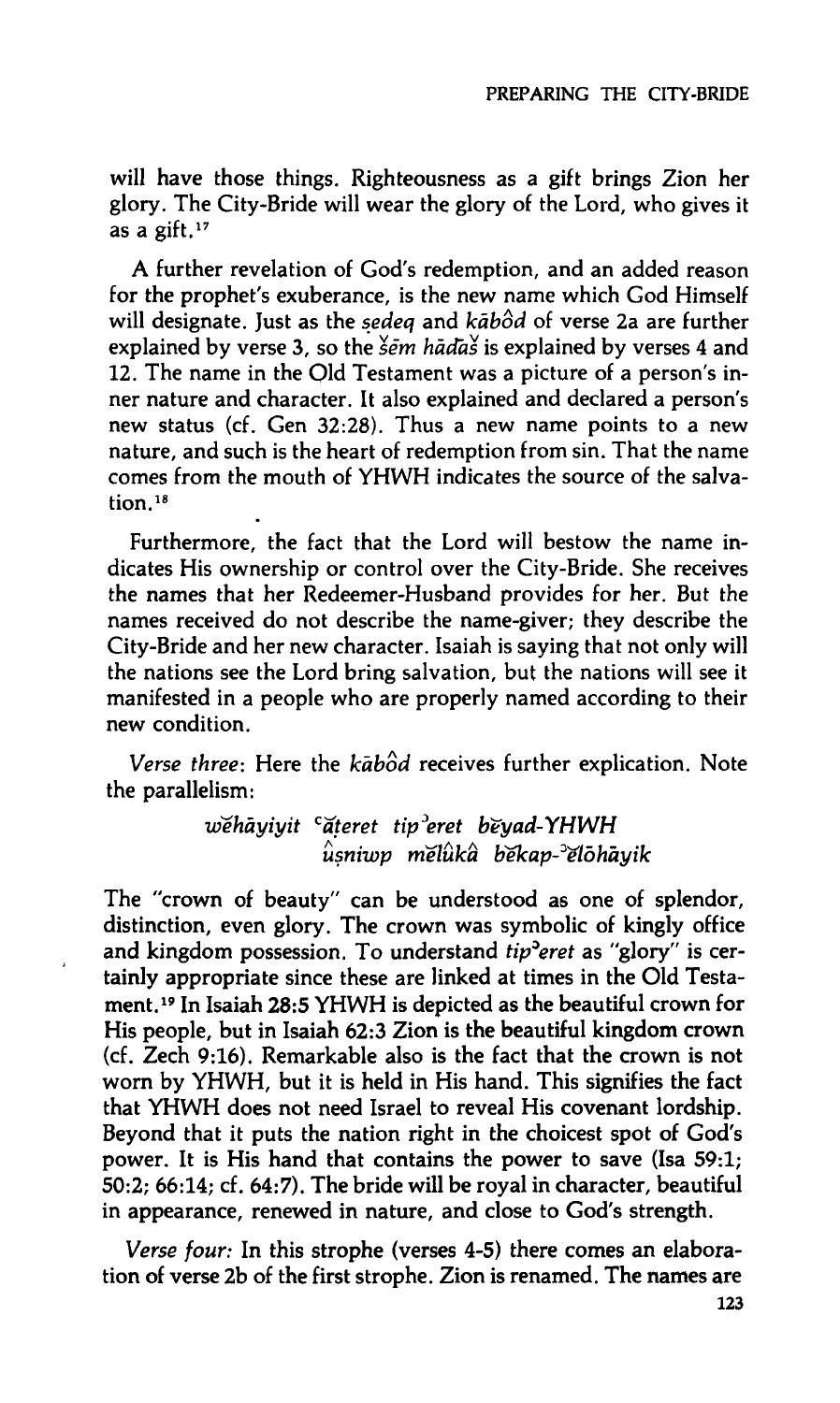will have those things. Righteousness as a gift brings Zion her glory. The City-Bride will wear the glory of the Lord, who gives it as a gift.[17]

A further revelation of God's redemption, and an added reason for the prophet's exuberance, is the new name which God Himself will designate. Just as the *ṣedeq* and *kābôd* of verse 2a are further explained by verse 3, so the *šēm hādāš* is explained by verses 4 and 12. The name in the Old Testament was a picture of a person's inner nature and character. It also explained and declared a person's new status (cf. Gen 32:28). Thus a new name points to a new nature, and such is the heart of redemption from sin. That the name comes from the mouth of YHWH indicates the source of the salvation.[18]

Furthermore, the fact that the Lord will bestow the name indicates His ownership or control over the City-Bride. She receives the names that her Redeemer-Husband provides for her. But the names received do not describe the name-giver; they describe the City-Bride and her new character. Isaiah is saying that not only will the nations see the Lord bring salvation, but the nations will see it manifested in a people who are properly named according to their new condition.

*Verse three*: Here the *kābôd* receives further explication. Note the parallelism:

> *wĕhāyiyit ʿăṭeret tipʾeret bĕyad-YHWH*
> *ûṣniwp mĕlûkâ bĕkap-ʾĕlōhāyik*

The "crown of beauty" can be understood as one of splendor, distinction, even glory. The crown was symbolic of kingly office and kingdom possession. To understand *tipʾeret* as "glory" is certainly appropriate since these are linked at times in the Old Testament.[19] In Isaiah 28:5 YHWH is depicted as the beautiful crown for His people, but in Isaiah 62:3 Zion is the beautiful kingdom crown (cf. Zech 9:16). Remarkable also is the fact that the crown is not worn by YHWH, but it is held in His hand. This signifies the fact that YHWH does not need Israel to reveal His covenant lordship. Beyond that it puts the nation right in the choicest spot of God's power. It is His hand that contains the power to save (Isa 59:1; 50:2; 66:14; cf. 64:7). The bride will be royal in character, beautiful in appearance, renewed in nature, and close to God's strength.

*Verse four:* In this strophe (verses 4-5) there comes an elaboration of verse 2b of the first strophe. Zion is renamed. The names are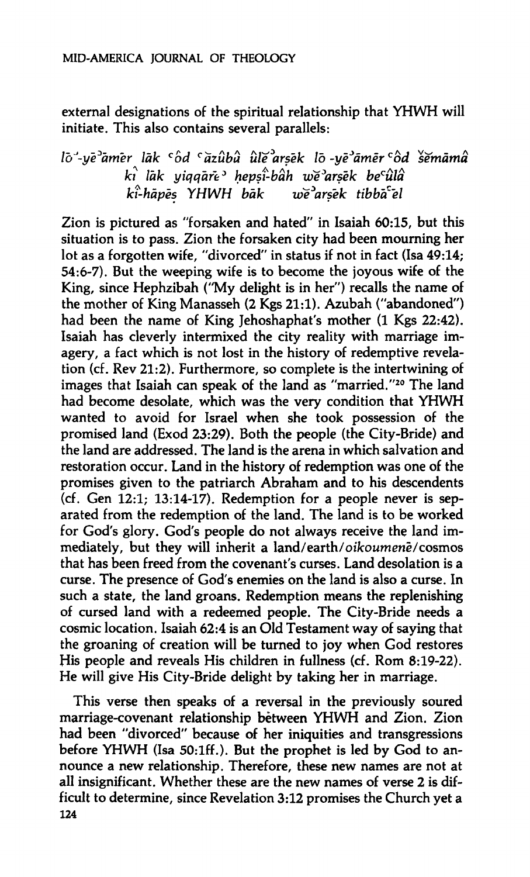external designations of the spiritual relationship that YHWH will initiate. This also contains several parallels:

*lōʾ-yēʾāmēr lāk ʿôd ʿăzûbâ ûlĕʾarṣēk lō -yēʾāmēr ʿôd šĕmāmâ*
*kî lāk yiqqārēʾ ḥepṣî-bâh wĕʾarṣēk beʿûlâ*
*kî-ḥāpēṣ YHWH bāk wĕʾarṣek tibbāʿēl*

Zion is pictured as "forsaken and hated" in Isaiah 60:15, but this situation is to pass. Zion the forsaken city had been mourning her lot as a forgotten wife, "divorced" in status if not in fact (Isa 49:14; 54:6-7). But the weeping wife is to become the joyous wife of the King, since Hephzibah ("My delight is in her") recalls the name of the mother of King Manasseh (2 Kgs 21:1). Azubah ("abandoned") had been the name of King Jehoshaphat's mother (1 Kgs 22:42). Isaiah has cleverly intermixed the city reality with marriage imagery, a fact which is not lost in the history of redemptive revelation (cf. Rev 21:2). Furthermore, so complete is the intertwining of images that Isaiah can speak of the land as "married."[20] The land had become desolate, which was the very condition that YHWH wanted to avoid for Israel when she took possession of the promised land (Exod 23:29). Both the people (the City-Bride) and the land are addressed. The land is the arena in which salvation and restoration occur. Land in the history of redemption was one of the promises given to the patriarch Abraham and to his descendents (cf. Gen 12:1; 13:14-17). Redemption for a people never is separated from the redemption of the land. The land is to be worked for God's glory. God's people do not always receive the land immediately, but they will inherit a land/earth/*oikoumenē*/cosmos that has been freed from the covenant's curses. Land desolation is a curse. The presence of God's enemies on the land is also a curse. In such a state, the land groans. Redemption means the replenishing of cursed land with a redeemed people. The City-Bride needs a cosmic location. Isaiah 62:4 is an Old Testament way of saying that the groaning of creation will be turned to joy when God restores His people and reveals His children in fullness (cf. Rom 8:19-22). He will give His City-Bride delight by taking her in marriage.

This verse then speaks of a reversal in the previously soured marriage-covenant relationship between YHWH and Zion. Zion had been "divorced" because of her iniquities and transgressions before YHWH (Isa 50:1ff.). But the prophet is led by God to announce a new relationship. Therefore, these new names are not at all insignificant. Whether these are the new names of verse 2 is difficult to determine, since Revelation 3:12 promises the Church yet a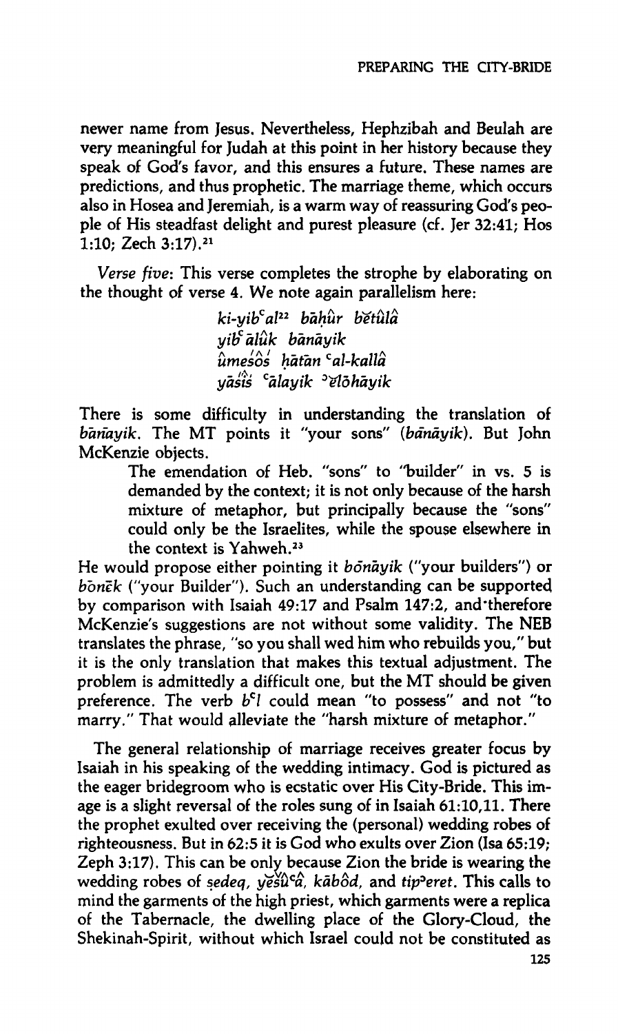newer name from Jesus. Nevertheless, Hephzibah and Beulah are very meaningful for Judah at this point in her history because they speak of God's favor, and this ensures a future. These names are predictions, and thus prophetic. The marriage theme, which occurs also in Hosea and Jeremiah, is a warm way of reassuring God's people of His steadfast delight and purest pleasure (cf. Jer 32:41; Hos 1:10; Zech 3:17).[21]

*Verse five*: This verse completes the strophe by elaborating on the thought of verse 4. We note again parallelism here:

> *ki-yib*ᶜ*al*[22] *bāḥûr bĕtûlâ*
> *yib*ᶜ*ālûk bānāyik*
> *ûmeśôś ḥātān* ᶜ*al-kallâ*
> *yāśîś* ᶜ*ālayik* ᵓ*ĕlōhāyik*

There is some difficulty in understanding the translation of *bānāyik*. The MT points it "your sons" (*bānāyik*). But John McKenzie objects.

> The emendation of Heb. "sons" to "builder" in vs. 5 is demanded by the context; it is not only because of the harsh mixture of metaphor, but principally because the "sons" could only be the Israelites, while the spouse elsewhere in the context is Yahweh.[23]

He would propose either pointing it *bōnāyik* ("your builders") or *bōnēk* ("your Builder"). Such an understanding can be supported by comparison with Isaiah 49:17 and Psalm 147:2, and therefore McKenzie's suggestions are not without some validity. The NEB translates the phrase, "so you shall wed him who rebuilds you," but it is the only translation that makes this textual adjustment. The problem is admittedly a difficult one, but the MT should be given preference. The verb *b*ᶜ*l* could mean "to possess" and not "to marry." That would alleviate the "harsh mixture of metaphor."

The general relationship of marriage receives greater focus by Isaiah in his speaking of the wedding intimacy. God is pictured as the eager bridegroom who is ecstatic over His City-Bride. This image is a slight reversal of the roles sung of in Isaiah 61:10,11. There the prophet exulted over receiving the (personal) wedding robes of righteousness. But in 62:5 it is God who exults over Zion (Isa 65:19; Zeph 3:17). This can be only because Zion the bride is wearing the wedding robes of *ṣedeq*, *yĕšû*ᶜ*â*, *kābôd*, and *tip*ᵓ*eret*. This calls to mind the garments of the high priest, which garments were a replica of the Tabernacle, the dwelling place of the Glory-Cloud, the Shekinah-Spirit, without which Israel could not be constituted as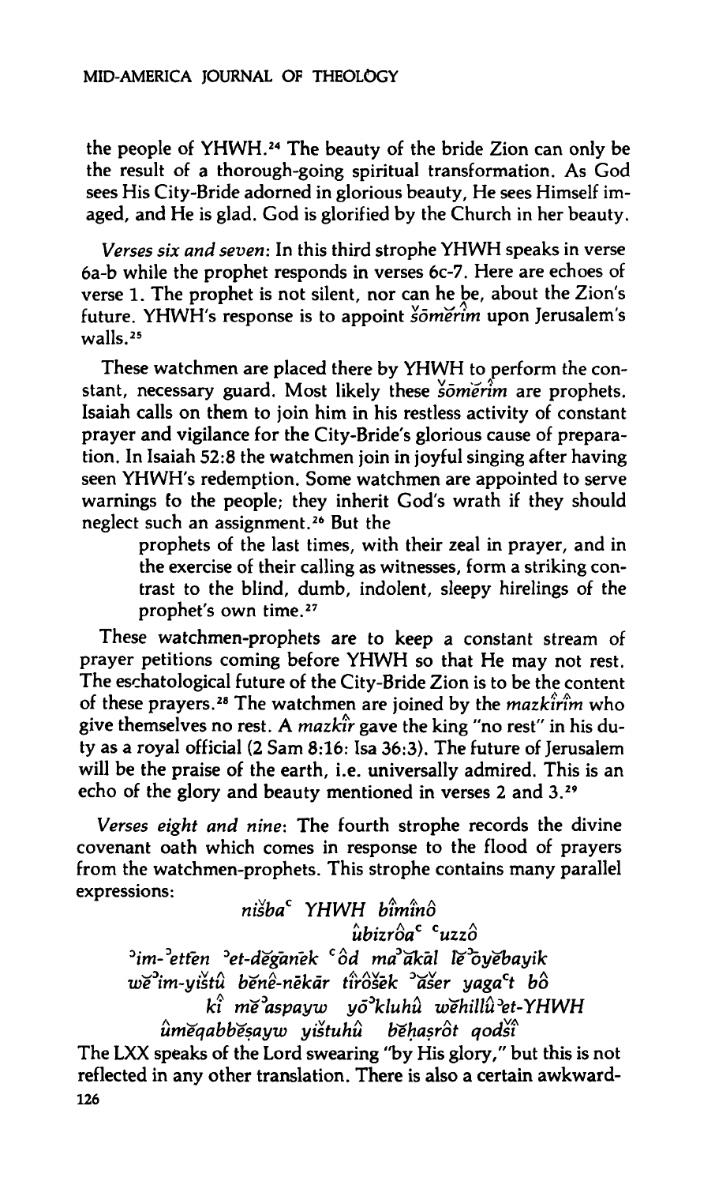the people of YHWH.[24] The beauty of the bride Zion can only be the result of a thorough-going spiritual transformation. As God sees His City-Bride adorned in glorious beauty, He sees Himself imaged, and He is glad. God is glorified by the Church in her beauty.

*Verses six and seven*: In this third strophe YHWH speaks in verse 6a-b while the prophet responds in verses 6c-7. Here are echoes of verse 1. The prophet is not silent, nor can he be, about the Zion's future. YHWH's response is to appoint *šōmĕrîm* upon Jerusalem's walls.[25]

These watchmen are placed there by YHWH to perform the constant, necessary guard. Most likely these *šōmĕrîm* are prophets. Isaiah calls on them to join him in his restless activity of constant prayer and vigilance for the City-Bride's glorious cause of preparation. In Isaiah 52:8 the watchmen join in joyful singing after having seen YHWH's redemption. Some watchmen are appointed to serve warnings to the people; they inherit God's wrath if they should neglect such an assignment.[26] But the

> prophets of the last times, with their zeal in prayer, and in the exercise of their calling as witnesses, form a striking contrast to the blind, dumb, indolent, sleepy hirelings of the prophet's own time.[27]

These watchmen-prophets are to keep a constant stream of prayer petitions coming before YHWH so that He may not rest. The eschatological future of the City-Bride Zion is to be the content of these prayers.[28] The watchmen are joined by the *mazkîrîm* who give themselves no rest. A *mazkîr* gave the king "no rest" in his duty as a royal official (2 Sam 8:16: Isa 36:3). The future of Jerusalem will be the praise of the earth, i.e. universally admired. This is an echo of the glory and beauty mentioned in verses 2 and 3.[29]

*Verses eight and nine*: The fourth strophe records the divine covenant oath which comes in response to the flood of prayers from the watchmen-prophets. This strophe contains many parallel expressions:

> *nišbaʿ YHWH bîmînô*
> *ûbizrôaʿ ʿuzzô*
> *ʾim-ʾettēn ʾet-dĕgānēk ʿôd maʾăkāl lĕʾōyĕbayik*
> *wĕʾim-yištû bĕnê-nēkār tîrôšēk ʾăšer yagaʿt bô*
> *kî mĕʾaspayw yōʾkluhû wĕhillû ʾet-YHWH*
> *ûmĕqabbĕṣayw yištuhû bĕḥaṣrôt qodšî*

The LXX speaks of the Lord swearing "by His glory," but this is not reflected in any other translation. There is also a certain awkward-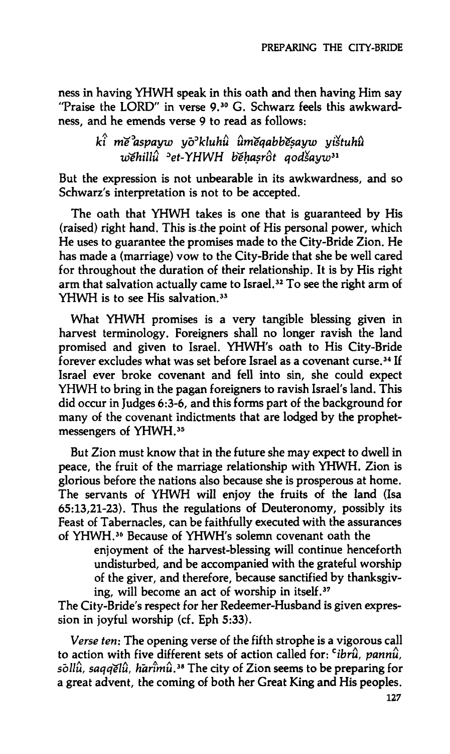ness in having YHWH speak in this oath and then having Him say "Praise the LORD" in verse 9.[30] G. Schwarz feels this awkwardness, and he emends verse 9 to read as follows:

> *kî mĕʾaspayw yōʾkluhû ûmĕqabbĕṣayw yištuhû wĕhillû ʾet-YHWH bĕḥaṣrôt qodšayw*[31]

But the expression is not unbearable in its awkwardness, and so Schwarz's interpretation is not to be accepted.

The oath that YHWH takes is one that is guaranteed by His (raised) right hand. This is the point of His personal power, which He uses to guarantee the promises made to the City-Bride Zion. He has made a (marriage) vow to the City-Bride that she be well cared for throughout the duration of their relationship. It is by His right arm that salvation actually came to Israel.[32] To see the right arm of YHWH is to see His salvation.[33]

What YHWH promises is a very tangible blessing given in harvest terminology. Foreigners shall no longer ravish the land promised and given to Israel. YHWH's oath to His City-Bride forever excludes what was set before Israel as a covenant curse.[34] If Israel ever broke covenant and fell into sin, she could expect YHWH to bring in the pagan foreigners to ravish Israel's land. This did occur in Judges 6:3-6, and this forms part of the background for many of the covenant indictments that are lodged by the prophet-messengers of YHWH.[35]

But Zion must know that in the future she may expect to dwell in peace, the fruit of the marriage relationship with YHWH. Zion is glorious before the nations also because she is prosperous at home. The servants of YHWH will enjoy the fruits of the land (Isa 65:13,21-23). Thus the regulations of Deuteronomy, possibly its Feast of Tabernacles, can be faithfully executed with the assurances of YHWH.[36] Because of YHWH's solemn covenant oath the

> enjoyment of the harvest-blessing will continue henceforth undisturbed, and be accompanied with the grateful worship of the giver, and therefore, because sanctified by thanksgiving, will become an act of worship in itself.[37]

The City-Bride's respect for her Redeemer-Husband is given expression in joyful worship (cf. Eph 5:33).

*Verse ten*: The opening verse of the fifth strophe is a vigorous call to action with five different sets of action called for: *ʿibrû, pannû, sōllû, saqqĕlû, hārîmû*.[38] The city of Zion seems to be preparing for a great advent, the coming of both her Great King and His peoples.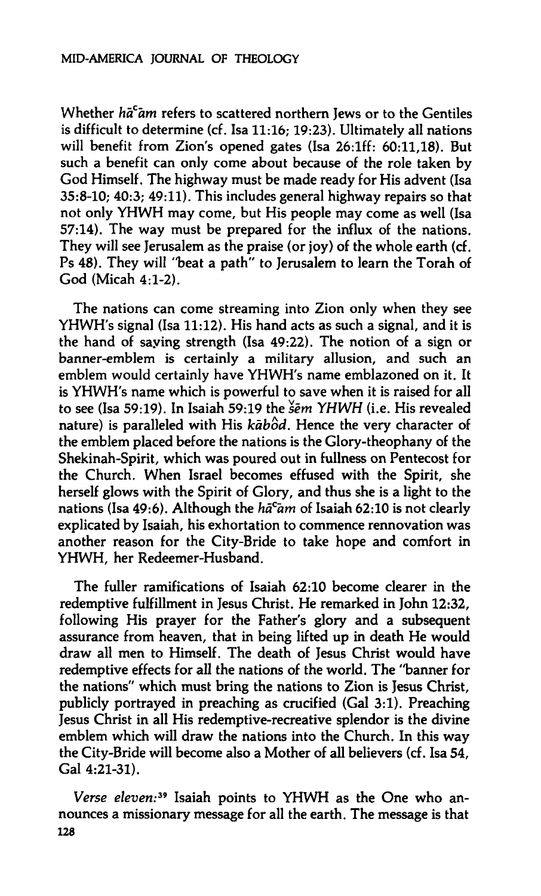Whether *hā*ᶜ*ām* refers to scattered northern Jews or to the Gentiles is difficult to determine (cf. Isa 11:16; 19:23). Ultimately all nations will benefit from Zion's opened gates (Isa 26:1ff: 60:11,18). But such a benefit can only come about because of the role taken by God Himself. The highway must be made ready for His advent (Isa 35:8-10; 40:3; 49:11). This includes general highway repairs so that not only YHWH may come, but His people may come as well (Isa 57:14). The way must be prepared for the influx of the nations. They will see Jerusalem as the praise (or joy) of the whole earth (cf. Ps 48). They will "beat a path" to Jerusalem to learn the Torah of God (Micah 4:1-2).

The nations can come streaming into Zion only when they see YHWH's signal (Isa 11:12). His hand acts as such a signal, and it is the hand of saving strength (Isa 49:22). The notion of a sign or banner-emblem is certainly a military allusion, and such an emblem would certainly have YHWH's name emblazoned on it. It is YHWH's name which is powerful to save when it is raised for all to see (Isa 59:19). In Isaiah 59:19 the *šēm YHWH* (i.e. His revealed nature) is paralleled with His *kābôd*. Hence the very character of the emblem placed before the nations is the Glory-theophany of the Shekinah-Spirit, which was poured out in fullness on Pentecost for the Church. When Israel becomes effused with the Spirit, she herself glows with the Spirit of Glory, and thus she is a light to the nations (Isa 49:6). Although the *hā*ᶜ*ām* of Isaiah 62:10 is not clearly explicated by Isaiah, his exhortation to commence rennovation was another reason for the City-Bride to take hope and comfort in YHWH, her Redeemer-Husband.

The fuller ramifications of Isaiah 62:10 become clearer in the redemptive fulfillment in Jesus Christ. He remarked in John 12:32, following His prayer for the Father's glory and a subsequent assurance from heaven, that in being lifted up in death He would draw all men to Himself. The death of Jesus Christ would have redemptive effects for all the nations of the world. The "banner for the nations" which must bring the nations to Zion is Jesus Christ, publicly portrayed in preaching as crucified (Gal 3:1). Preaching Jesus Christ in all His redemptive-recreative splendor is the divine emblem which will draw the nations into the Church. In this way the City-Bride will become also a Mother of all believers (cf. Isa 54, Gal 4:21-31).

*Verse eleven:*[39] Isaiah points to YHWH as the One who announces a missionary message for all the earth. The message is that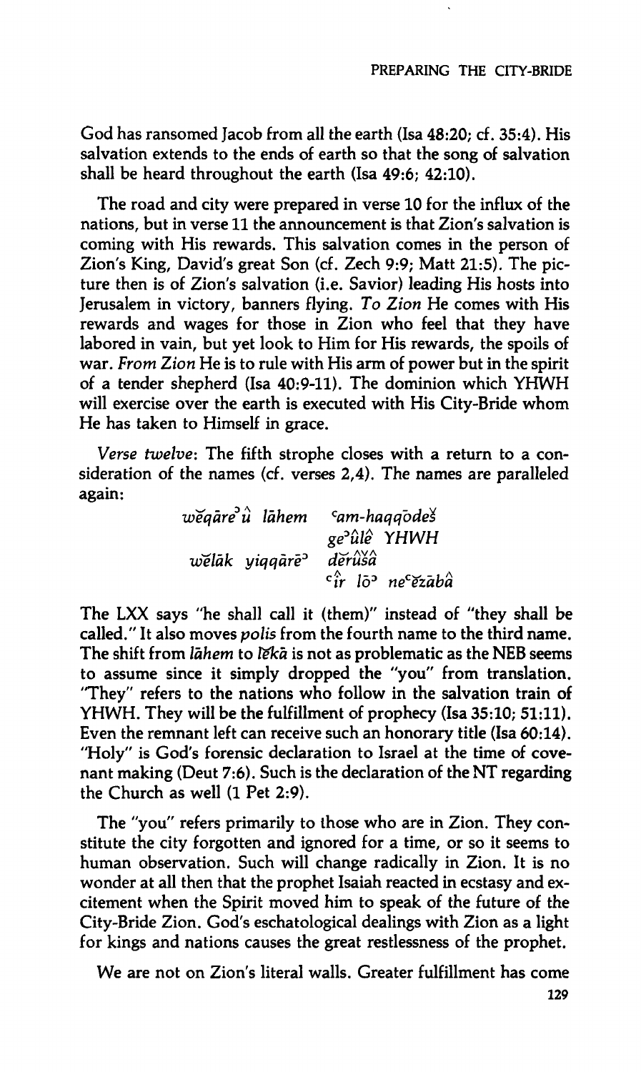God has ransomed Jacob from all the earth (Isa 48:20; cf. 35:4). His salvation extends to the ends of earth so that the song of salvation shall be heard throughout the earth (Isa 49:6; 42:10).

The road and city were prepared in verse 10 for the influx of the nations, but in verse 11 the announcement is that Zion's salvation is coming with His rewards. This salvation comes in the person of Zion's King, David's great Son (cf. Zech 9:9; Matt 21:5). The picture then is of Zion's salvation (i.e. Savior) leading His hosts into Jerusalem in victory, banners flying. *To Zion* He comes with His rewards and wages for those in Zion who feel that they have labored in vain, but yet look to Him for His rewards, the spoils of war. *From Zion* He is to rule with His arm of power but in the spirit of a tender shepherd (Isa 40:9-11). The dominion which YHWH will exercise over the earth is executed with His City-Bride whom He has taken to Himself in grace.

*Verse twelve*: The fifth strophe closes with a return to a consideration of the names (cf. verses 2,4). The names are paralleled again:

*wĕqārĕʾû lāhem* *ʿam-haqqōdeš*
*geʾûlê YHWH*
*wĕlāk yiqqārēʾ* *dĕrûšâ*
*ʿîr lōʾ neʿĕzābâ*

The LXX says "he shall call it (them)" instead of "they shall be called." It also moves *polis* from the fourth name to the third name. The shift from *lāhem* to *lĕkā* is not as problematic as the NEB seems to assume since it simply dropped the "you" from translation. "They" refers to the nations who follow in the salvation train of YHWH. They will be the fulfillment of prophecy (Isa 35:10; 51:11). Even the remnant left can receive such an honorary title (Isa 60:14). "Holy" is God's forensic declaration to Israel at the time of covenant making (Deut 7:6). Such is the declaration of the NT regarding the Church as well (1 Pet 2:9).

The "you" refers primarily to those who are in Zion. They constitute the city forgotten and ignored for a time, or so it seems to human observation. Such will change radically in Zion. It is no wonder at all then that the prophet Isaiah reacted in ecstasy and excitement when the Spirit moved him to speak of the future of the City-Bride Zion. God's eschatological dealings with Zion as a light for kings and nations causes the great restlessness of the prophet.

We are not on Zion's literal walls. Greater fulfillment has come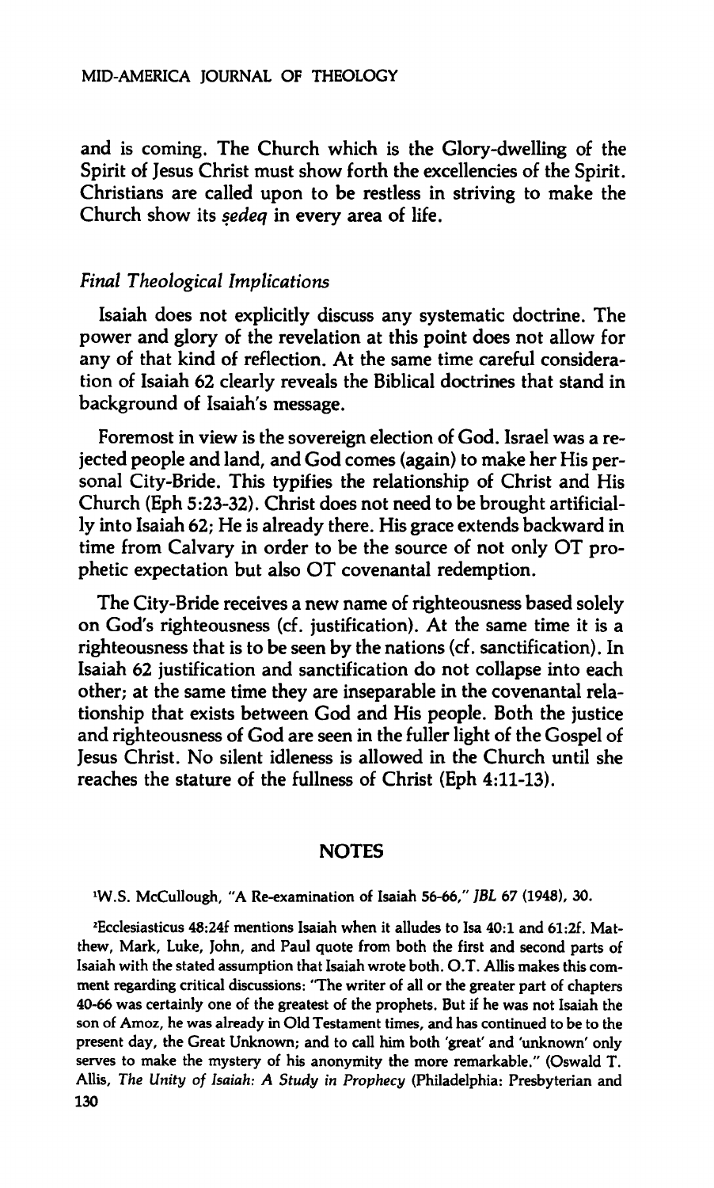and is coming. The Church which is the Glory-dwelling of the Spirit of Jesus Christ must show forth the excellencies of the Spirit. Christians are called upon to be restless in striving to make the Church show its *ṣedeq* in every area of life.

### *Final Theological Implications*

Isaiah does not explicitly discuss any systematic doctrine. The power and glory of the revelation at this point does not allow for any of that kind of reflection. At the same time careful consideration of Isaiah 62 clearly reveals the Biblical doctrines that stand in background of Isaiah's message.

Foremost in view is the sovereign election of God. Israel was a rejected people and land, and God comes (again) to make her His personal City-Bride. This typifies the relationship of Christ and His Church (Eph 5:23-32). Christ does not need to be brought artificially into Isaiah 62; He is already there. His grace extends backward in time from Calvary in order to be the source of not only OT prophetic expectation but also OT covenantal redemption.

The City-Bride receives a new name of righteousness based solely on God's righteousness (cf. justification). At the same time it is a righteousness that is to be seen by the nations (cf. sanctification). In Isaiah 62 justification and sanctification do not collapse into each other; at the same time they are inseparable in the covenantal relationship that exists between God and His people. Both the justice and righteousness of God are seen in the fuller light of the Gospel of Jesus Christ. No silent idleness is allowed in the Church until she reaches the stature of the fullness of Christ (Eph 4:11-13).

## NOTES

[1]W.S. McCullough, "A Re-examination of Isaiah 56-66," *JBL* 67 (1948), 30.

[2]Ecclesiasticus 48:24f mentions Isaiah when it alludes to Isa 40:1 and 61:2f. Matthew, Mark, Luke, John, and Paul quote from both the first and second parts of Isaiah with the stated assumption that Isaiah wrote both. O.T. Allis makes this comment regarding critical discussions: "The writer of all or the greater part of chapters 40-66 was certainly one of the greatest of the prophets. But if he was not Isaiah the son of Amoz, he was already in Old Testament times, and has continued to be to the present day, the Great Unknown; and to call him both 'great' and 'unknown' only serves to make the mystery of his anonymity the more remarkable." (Oswald T. Allis, *The Unity of Isaiah: A Study in Prophecy* (Philadelphia: Presbyterian and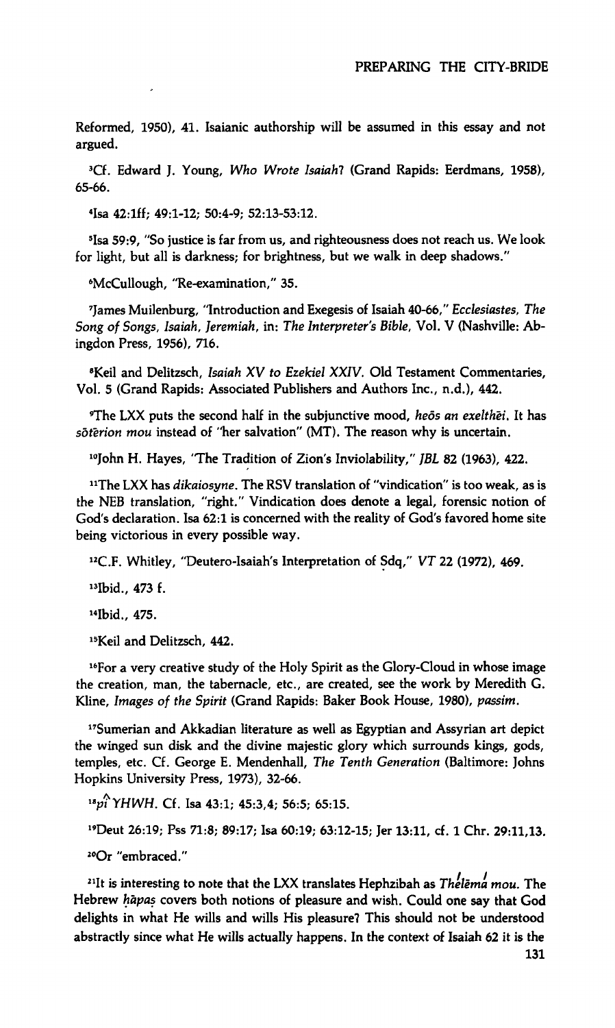Reformed, 1950), 41. Isaianic authorship will be assumed in this essay and not argued.

[3]Cf. Edward J. Young, *Who Wrote Isaiah?* (Grand Rapids: Eerdmans, 1958), 65-66.

[4]Isa 42:1ff; 49:1-12; 50:4-9; 52:13-53:12.

[5]Isa 59:9, "So justice is far from us, and righteousness does not reach us. We look for light, but all is darkness; for brightness, but we walk in deep shadows."

[6]McCullough, "Re-examination," 35.

[7]James Muilenburg, "Introduction and Exegesis of Isaiah 40-66," *Ecclesiastes, The Song of Songs, Isaiah, Jeremiah*, in: *The Interpreter's Bible*, Vol. V (Nashville: Abingdon Press, 1956), 716.

[8]Keil and Delitzsch, *Isaiah XV to Ezekiel XXIV*. Old Testament Commentaries, Vol. 5 (Grand Rapids: Associated Publishers and Authors Inc., n.d.), 442.

[9]The LXX puts the second half in the subjunctive mood, *heōs an exelthēi*. It has *sōtērion mou* instead of "her salvation" (MT). The reason why is uncertain.

[10]John H. Hayes, "The Tradition of Zion's Inviolability," *JBL* 82 (1963), 422.

[11]The LXX has *dikaiosyne*. The RSV translation of "vindication" is too weak, as is the NEB translation, "right." Vindication does denote a legal, forensic notion of God's declaration. Isa 62:1 is concerned with the reality of God's favored home site being victorious in every possible way.

[12]C.F. Whitley, "Deutero-Isaiah's Interpretation of Ṣdq," *VT* 22 (1972), 469.

[13]Ibid., 473 f.

[14]Ibid., 475.

[15]Keil and Delitzsch, 442.

[16]For a very creative study of the Holy Spirit as the Glory-Cloud in whose image the creation, man, the tabernacle, etc., are created, see the work by Meredith G. Kline, *Images of the Spirit* (Grand Rapids: Baker Book House, 1980), *passim*.

[17]Sumerian and Akkadian literature as well as Egyptian and Assyrian art depict the winged sun disk and the divine majestic glory which surrounds kings, gods, temples, etc. Cf. George E. Mendenhall, *The Tenth Generation* (Baltimore: Johns Hopkins University Press, 1973), 32-66.

[18]*pî YHWH*. Cf. Isa 43:1; 45:3,4; 56:5; 65:15.

[19]Deut 26:19; Pss 71:8; 89:17; Isa 60:19; 63:12-15; Jer 13:11, cf. 1 Chr. 29:11,13.

[20]Or "embraced."

[21]It is interesting to note that the LXX translates Hephzibah as *Thélēmá mou*. The Hebrew *ḥāpaṣ* covers both notions of pleasure and wish. Could one say that God delights in what He wills and wills His pleasure? This should not be understood abstractly since what He wills actually happens. In the context of Isaiah 62 it is the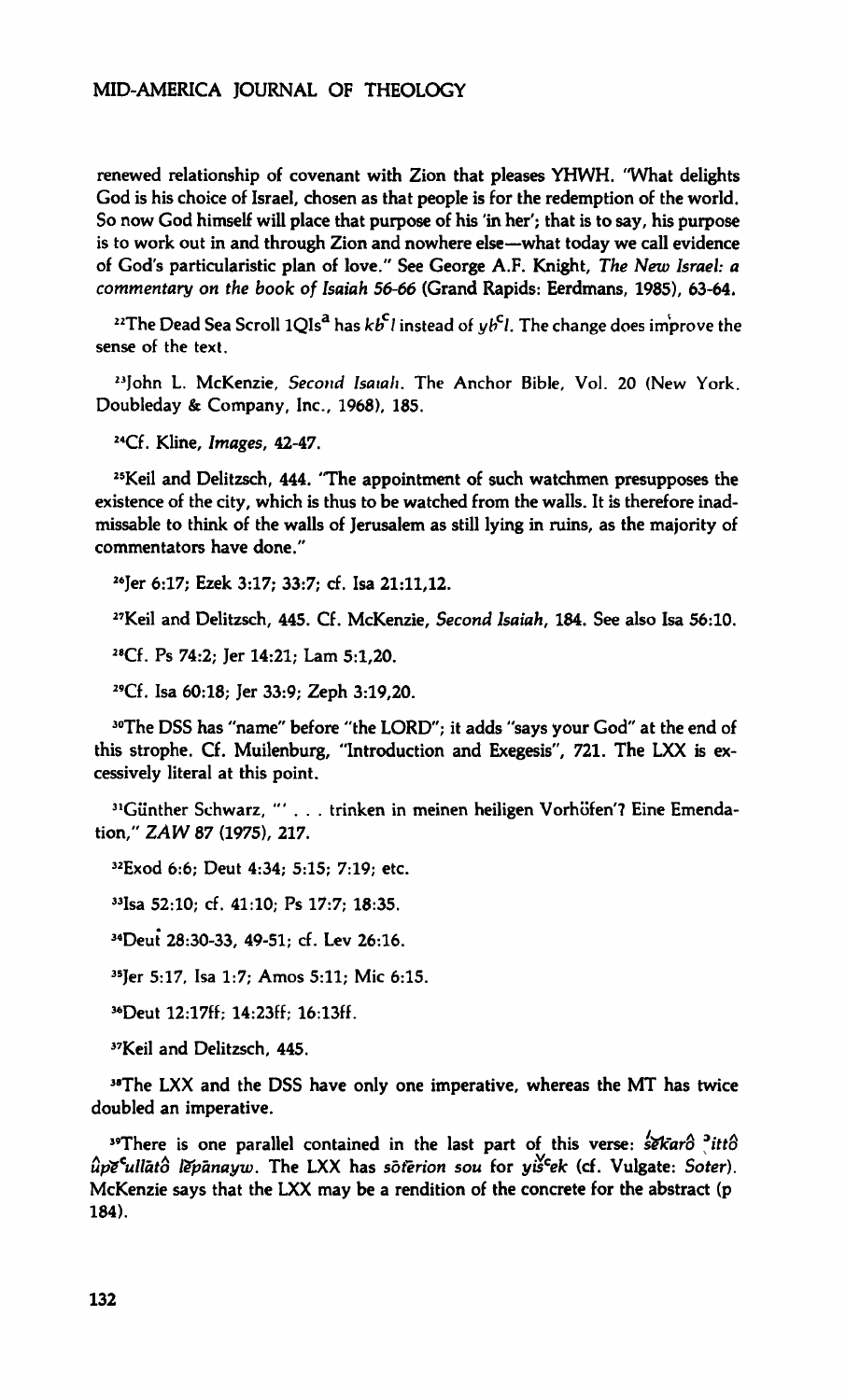renewed relationship of covenant with Zion that pleases YHWH. "What delights God is his choice of Israel, chosen as that people is for the redemption of the world. So now God himself will place that purpose of his 'in her'; that is to say, his purpose is to work out in and through Zion and nowhere else—what today we call evidence of God's particularistic plan of love." See George A.F. Knight, *The New Israel: a commentary on the book of Isaiah 56-66* (Grand Rapids: Eerdmans, 1985), 63-64.

[22]The Dead Sea Scroll 1QIs$^{a}$ has *kbʿl* instead of *ybʿl*. The change does improve the sense of the text.

[23]John L. McKenzie, *Second Isaiah*. The Anchor Bible, Vol. 20 (New York. Doubleday & Company, Inc., 1968), 185.

[24]Cf. Kline, *Images*, 42-47.

[25]Keil and Delitzsch, 444. "The appointment of such watchmen presupposes the existence of the city, which is thus to be watched from the walls. It is therefore inadmissable to think of the walls of Jerusalem as still lying in ruins, as the majority of commentators have done."

[26]Jer 6:17; Ezek 3:17; 33:7; cf. Isa 21:11,12.

[27]Keil and Delitzsch, 445. Cf. McKenzie, *Second Isaiah*, 184. See also Isa 56:10.

[28]Cf. Ps 74:2; Jer 14:21; Lam 5:1,20.

[29]Cf. Isa 60:18; Jer 33:9; Zeph 3:19,20.

[30]The DSS has "name" before "the LORD"; it adds "says your God" at the end of this strophe. Cf. Muilenburg, "Introduction and Exegesis", 721. The LXX is excessively literal at this point.

[31]Günther Schwarz, "' . . . trinken in meinen heiligen Vorhöfen'? Eine Emendation," *ZAW* 87 (1975), 217.

[32]Exod 6:6; Deut 4:34; 5:15; 7:19; etc.

[33]Isa 52:10; cf. 41:10; Ps 17:7; 18:35.

[34]Deut 28:30-33, 49-51; cf. Lev 26:16.

[35]Jer 5:17, Isa 1:7; Amos 5:11; Mic 6:15.

[36]Deut 12:17ff; 14:23ff; 16:13ff.

[37]Keil and Delitzsch, 445.

[38]The LXX and the DSS have only one imperative, whereas the MT has twice doubled an imperative.

[39]There is one parallel contained in the last part of this verse: *śĕkārô ʾittô ûpĕʿullātô lĕpānayw*. The LXX has *sōtērion sou* for *yišʿek* (cf. Vulgate: *Soter*). McKenzie says that the LXX may be a rendition of the concrete for the abstract (p 184).